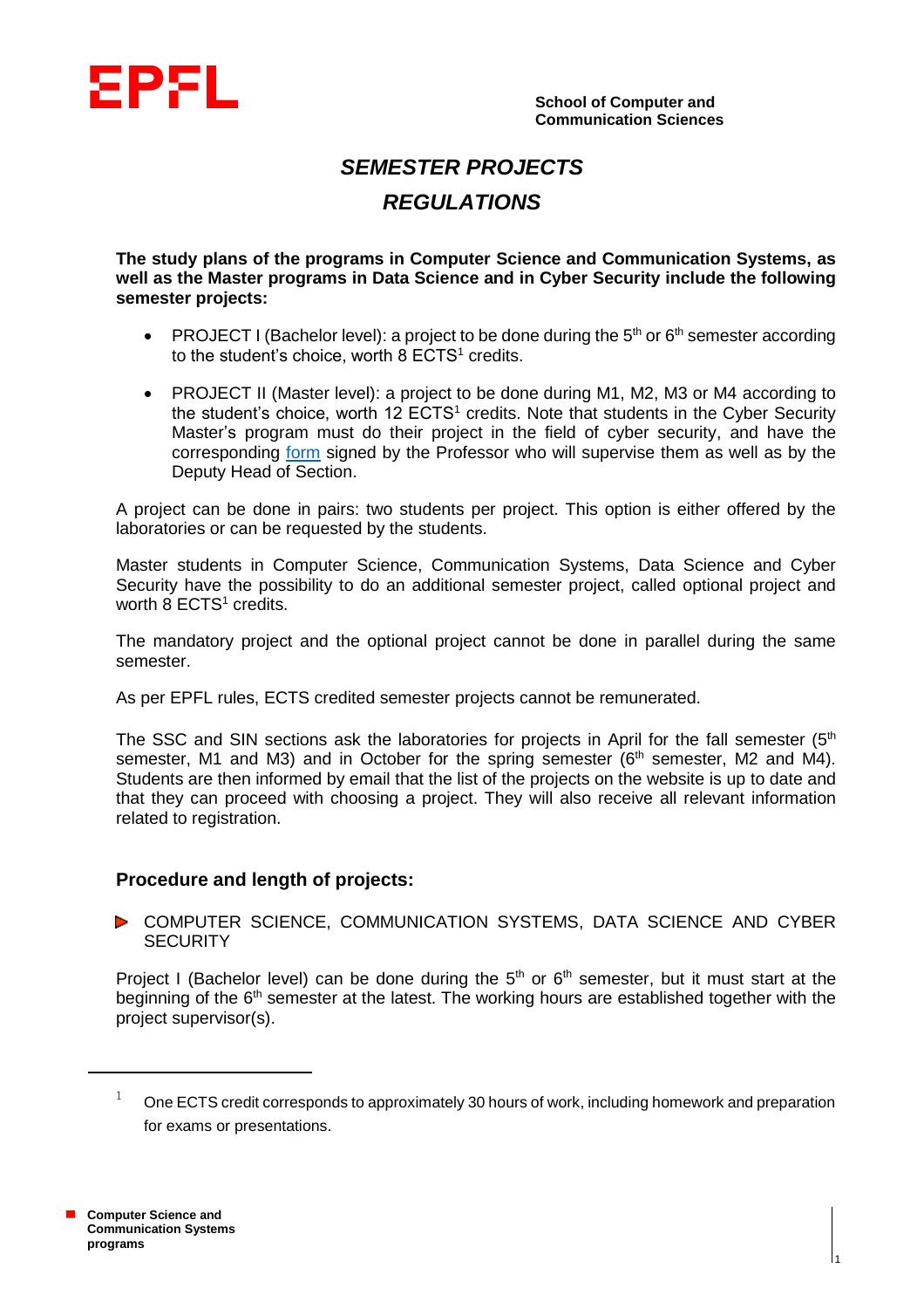School of Computer and Communication Sciences

# *SEMESTER PROJECTS*
# *REGULATIONS*

**The study plans of the programs in Computer Science and Communication Systems, as well as the Master programs in Data Science and in Cyber Security include the following semester projects:**

- PROJECT I (Bachelor level): a project to be done during the $5^{th}$ or $6^{th}$ semester according to the student's choice, worth 8 ECTS[1] credits.
- PROJECT II (Master level): a project to be done during M1, M2, M3 or M4 according to the student's choice, worth 12 ECTS[1] credits. Note that students in the Cyber Security Master's program must do their project in the field of cyber security, and have the corresponding form signed by the Professor who will supervise them as well as by the Deputy Head of Section.

A project can be done in pairs: two students per project. This option is either offered by the laboratories or can be requested by the students.

Master students in Computer Science, Communication Systems, Data Science and Cyber Security have the possibility to do an additional semester project, called optional project and worth 8 ECTS[1] credits.

The mandatory project and the optional project cannot be done in parallel during the same semester.

As per EPFL rules, ECTS credited semester projects cannot be remunerated.

The SSC and SIN sections ask the laboratories for projects in April for the fall semester ($5^{th}$ semester, M1 and M3) and in October for the spring semester ($6^{th}$ semester, M2 and M4). Students are then informed by email that the list of the projects on the website is up to date and that they can proceed with choosing a project. They will also receive all relevant information related to registration.

## Procedure and length of projects:

### COMPUTER SCIENCE, COMMUNICATION SYSTEMS, DATA SCIENCE AND CYBER SECURITY

Project I (Bachelor level) can be done during the $5^{th}$ or $6^{th}$ semester, but it must start at the beginning of the $6^{th}$ semester at the latest. The working hours are established together with the project supervisor(s).

---

[1] One ECTS credit corresponds to approximately 30 hours of work, including homework and preparation for exams or presentations.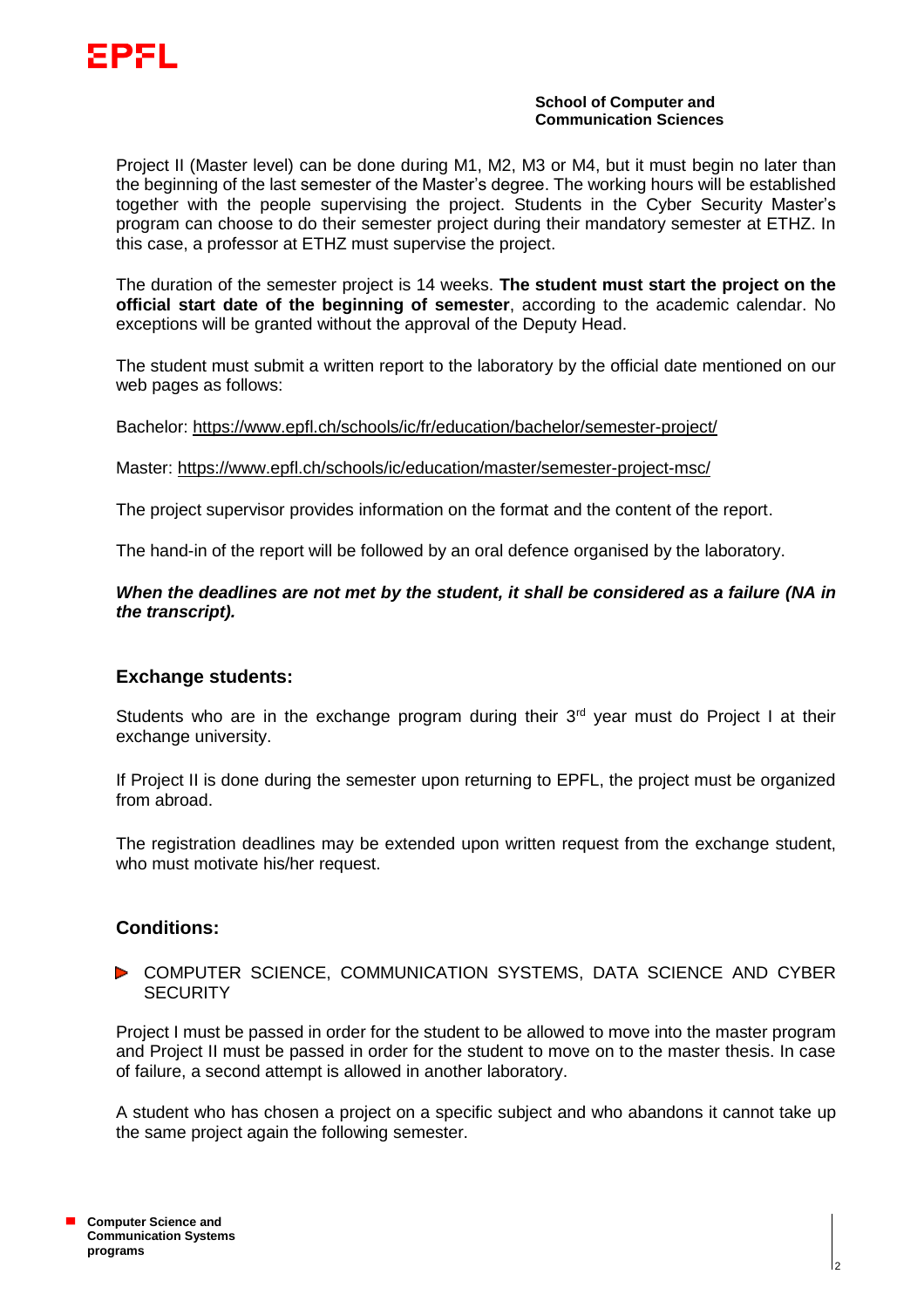Project II (Master level) can be done during M1, M2, M3 or M4, but it must begin no later than the beginning of the last semester of the Master's degree. The working hours will be established together with the people supervising the project. Students in the Cyber Security Master's program can choose to do their semester project during their mandatory semester at ETHZ. In this case, a professor at ETHZ must supervise the project.

The duration of the semester project is 14 weeks. **The student must start the project on the official start date of the beginning of semester**, according to the academic calendar. No exceptions will be granted without the approval of the Deputy Head.

The student must submit a written report to the laboratory by the official date mentioned on our web pages as follows:

Bachelor: https://www.epfl.ch/schools/ic/fr/education/bachelor/semester-project/

Master: https://www.epfl.ch/schools/ic/education/master/semester-project-msc/

The project supervisor provides information on the format and the content of the report.

The hand-in of the report will be followed by an oral defence organised by the laboratory.

***When the deadlines are not met by the student, it shall be considered as a failure (NA in the transcript).***

## Exchange students:

Students who are in the exchange program during their 3rd year must do Project I at their exchange university.

If Project II is done during the semester upon returning to EPFL, the project must be organized from abroad.

The registration deadlines may be extended upon written request from the exchange student, who must motivate his/her request.

## Conditions:

- COMPUTER SCIENCE, COMMUNICATION SYSTEMS, DATA SCIENCE AND CYBER SECURITY

Project I must be passed in order for the student to be allowed to move into the master program and Project II must be passed in order for the student to move on to the master thesis. In case of failure, a second attempt is allowed in another laboratory.

A student who has chosen a project on a specific subject and who abandons it cannot take up the same project again the following semester.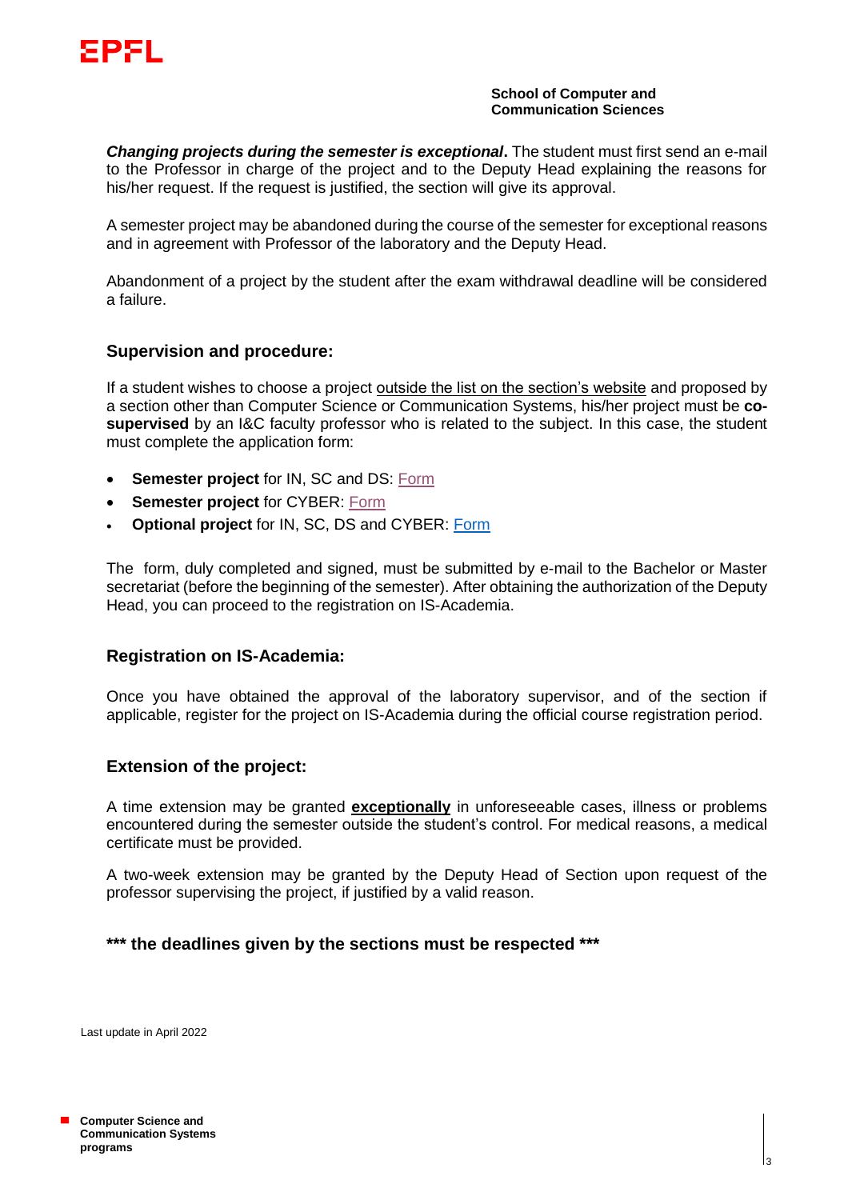***Changing projects during the semester is exceptional*.** The student must first send an e-mail to the Professor in charge of the project and to the Deputy Head explaining the reasons for his/her request. If the request is justified, the section will give its approval.

A semester project may be abandoned during the course of the semester for exceptional reasons and in agreement with Professor of the laboratory and the Deputy Head.

Abandonment of a project by the student after the exam withdrawal deadline will be considered a failure.

## Supervision and procedure:

If a student wishes to choose a project outside the list on the section's website and proposed by a section other than Computer Science or Communication Systems, his/her project must be **co-supervised** by an I&C faculty professor who is related to the subject. In this case, the student must complete the application form:

- **Semester project** for IN, SC and DS: Form
- **Semester project** for CYBER: Form
- **Optional project** for IN, SC, DS and CYBER: Form

The form, duly completed and signed, must be submitted by e-mail to the Bachelor or Master secretariat (before the beginning of the semester). After obtaining the authorization of the Deputy Head, you can proceed to the registration on IS-Academia.

## Registration on IS-Academia:

Once you have obtained the approval of the laboratory supervisor, and of the section if applicable, register for the project on IS-Academia during the official course registration period.

## Extension of the project:

A time extension may be granted **exceptionally** in unforeseeable cases, illness or problems encountered during the semester outside the student's control. For medical reasons, a medical certificate must be provided.

A two-week extension may be granted by the Deputy Head of Section upon request of the professor supervising the project, if justified by a valid reason.

**\*\*\* the deadlines given by the sections must be respected \*\*\***

Last update in April 2022